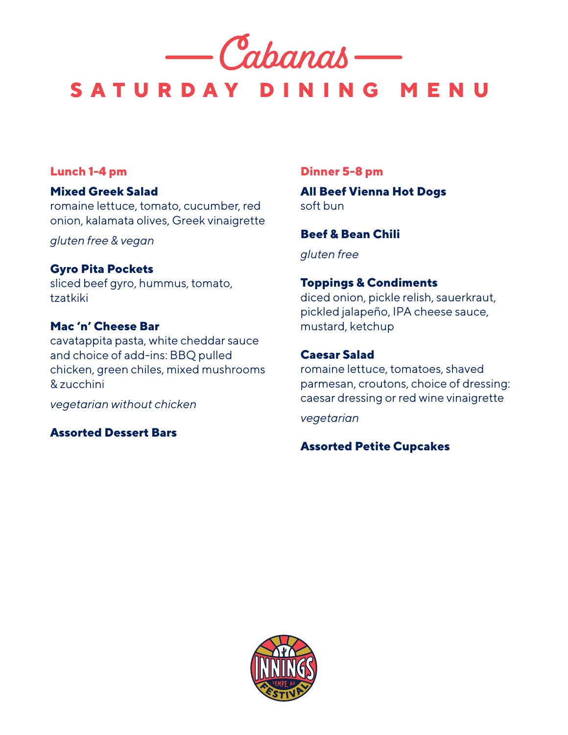# Cabanas

## SATURDAY DINING MENU

### Lunch 1-4 pm

**Mixed Greek Salad**
romaine lettuce, tomato, cucumber, red onion, kalamata olives, Greek vinaigrette

*gluten free & vegan*

**Gyro Pita Pockets**
sliced beef gyro, hummus, tomato, tzatkiki

**Mac 'n' Cheese Bar**
cavatappita pasta, white cheddar sauce and choice of add-ins: BBQ pulled chicken, green chiles, mixed mushrooms & zucchini

*vegetarian without chicken*

**Assorted Dessert Bars**

### Dinner 5-8 pm

**All Beef Vienna Hot Dogs**
soft bun

**Beef & Bean Chili**

*gluten free*

**Toppings & Condiments**
diced onion, pickle relish, sauerkraut, pickled jalapeño, IPA cheese sauce, mustard, ketchup

**Caesar Salad**
romaine lettuce, tomatoes, shaved parmesan, croutons, choice of dressing: caesar dressing or red wine vinaigrette

*vegetarian*

**Assorted Petite Cupcakes**

INNINGS FESTIVAL TEMPE, AZ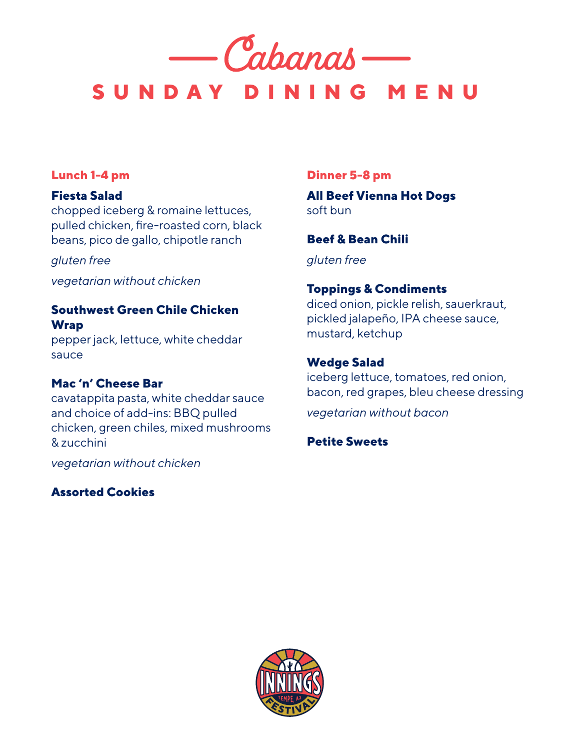# Cabanas

## SUNDAY DINING MENU

### Lunch 1-4 pm

**Fiesta Salad**
chopped iceberg & romaine lettuces, pulled chicken, fire-roasted corn, black beans, pico de gallo, chipotle ranch

*gluten free*

*vegetarian without chicken*

**Southwest Green Chile Chicken Wrap**
pepper jack, lettuce, white cheddar sauce

**Mac 'n' Cheese Bar**
cavatappita pasta, white cheddar sauce and choice of add-ins: BBQ pulled chicken, green chiles, mixed mushrooms & zucchini

*vegetarian without chicken*

**Assorted Cookies**

### Dinner 5-8 pm

**All Beef Vienna Hot Dogs**
soft bun

**Beef & Bean Chili**

*gluten free*

**Toppings & Condiments**
diced onion, pickle relish, sauerkraut, pickled jalapeño, IPA cheese sauce, mustard, ketchup

**Wedge Salad**
iceberg lettuce, tomatoes, red onion, bacon, red grapes, bleu cheese dressing

*vegetarian without bacon*

**Petite Sweets**

INNINGS FESTIVAL TEMPE, AZ